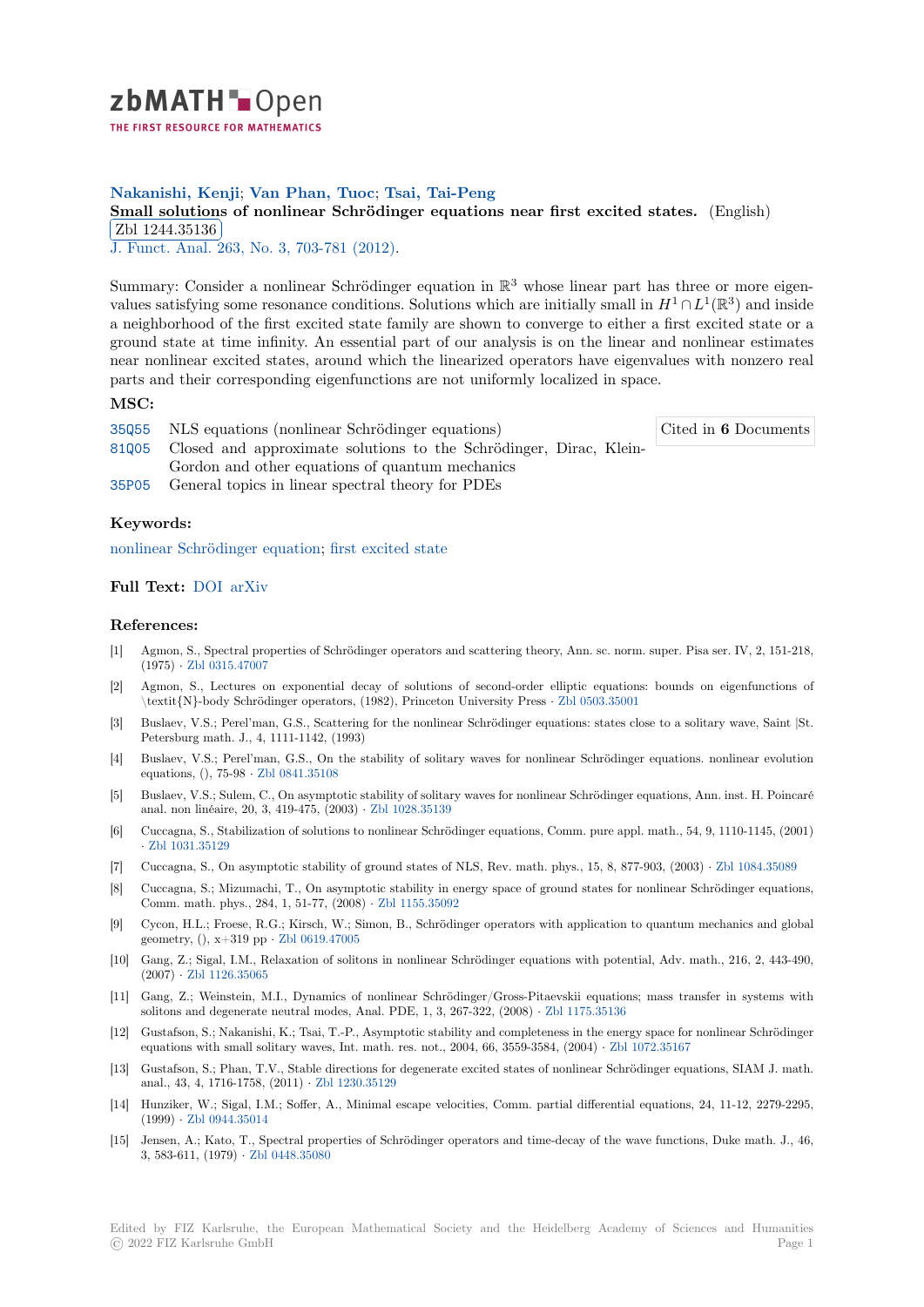zbMATH Open

THE FIRST RESOURCE FOR MATHEMATICS

**Nakanishi, Kenji; Van Phan, Tuoc; Tsai, Tai-Peng**

**Small solutions of nonlinear Schrödinger equations near first excited states.** (English)

Zbl 1244.35136

J. Funct. Anal. 263, No. 3, 703-781 (2012).

Summary: Consider a nonlinear Schrödinger equation in $\mathbb{R}^3$ whose linear part has three or more eigenvalues satisfying some resonance conditions. Solutions which are initially small in $H^1 \cap L^1(\mathbb{R}^3)$ and inside a neighborhood of the first excited state family are shown to converge to either a first excited state or a ground state at time infinity. An essential part of our analysis is on the linear and nonlinear estimates near nonlinear excited states, around which the linearized operators have eigenvalues with nonzero real parts and their corresponding eigenfunctions are not uniformly localized in space.

### MSC:

35Q55 NLS equations (nonlinear Schrödinger equations)

81Q05 Closed and approximate solutions to the Schrödinger, Dirac, Klein-Gordon and other equations of quantum mechanics

35P05 General topics in linear spectral theory for PDEs

Cited in **6** Documents

### Keywords:

nonlinear Schrödinger equation; first excited state

### Full Text: DOI arXiv

### References:

[1] Agmon, S., Spectral properties of Schrödinger operators and scattering theory, Ann. sc. norm. super. Pisa ser. IV, 2, 151-218, (1975) · Zbl 0315.47007

[2] Agmon, S., Lectures on exponential decay of solutions of second-order elliptic equations: bounds on eigenfunctions of \textit{N}-body Schrödinger operators, (1982), Princeton University Press · Zbl 0503.35001

[3] Buslaev, V.S.; Perel'man, G.S., Scattering for the nonlinear Schrödinger equations: states close to a solitary wave, Saint |St. Petersburg math. J., 4, 1111-1142, (1993)

[4] Buslaev, V.S.; Perel'man, G.S., On the stability of solitary waves for nonlinear Schrödinger equations. nonlinear evolution equations, (), 75-98 · Zbl 0841.35108

[5] Buslaev, V.S.; Sulem, C., On asymptotic stability of solitary waves for nonlinear Schrödinger equations, Ann. inst. H. Poincaré anal. non linéaire, 20, 3, 419-475, (2003) · Zbl 1028.35139

[6] Cuccagna, S., Stabilization of solutions to nonlinear Schrödinger equations, Comm. pure appl. math., 54, 9, 1110-1145, (2001) · Zbl 1031.35129

[7] Cuccagna, S., On asymptotic stability of ground states of NLS, Rev. math. phys., 15, 8, 877-903, (2003) · Zbl 1084.35089

[8] Cuccagna, S.; Mizumachi, T., On asymptotic stability in energy space of ground states for nonlinear Schrödinger equations, Comm. math. phys., 284, 1, 51-77, (2008) · Zbl 1155.35092

[9] Cycon, H.L.; Froese, R.G.; Kirsch, W.; Simon, B., Schrödinger operators with application to quantum mechanics and global geometry, (), x+319 pp · Zbl 0619.47005

[10] Gang, Z.; Sigal, I.M., Relaxation of solitons in nonlinear Schrödinger equations with potential, Adv. math., 216, 2, 443-490, (2007) · Zbl 1126.35065

[11] Gang, Z.; Weinstein, M.I., Dynamics of nonlinear Schrödinger/Gross-Pitaevskii equations; mass transfer in systems with solitons and degenerate neutral modes, Anal. PDE, 1, 3, 267-322, (2008) · Zbl 1175.35136

[12] Gustafson, S.; Nakanishi, K.; Tsai, T.-P., Asymptotic stability and completeness in the energy space for nonlinear Schrödinger equations with small solitary waves, Int. math. res. not., 2004, 66, 3559-3584, (2004) · Zbl 1072.35167

[13] Gustafson, S.; Phan, T.V., Stable directions for degenerate excited states of nonlinear Schrödinger equations, SIAM J. math. anal., 43, 4, 1716-1758, (2011) · Zbl 1230.35129

[14] Hunziker, W.; Sigal, I.M.; Soffer, A., Minimal escape velocities, Comm. partial differential equations, 24, 11-12, 2279-2295, (1999) · Zbl 0944.35014

[15] Jensen, A.; Kato, T., Spectral properties of Schrödinger operators and time-decay of the wave functions, Duke math. J., 46, 3, 583-611, (1979) · Zbl 0448.35080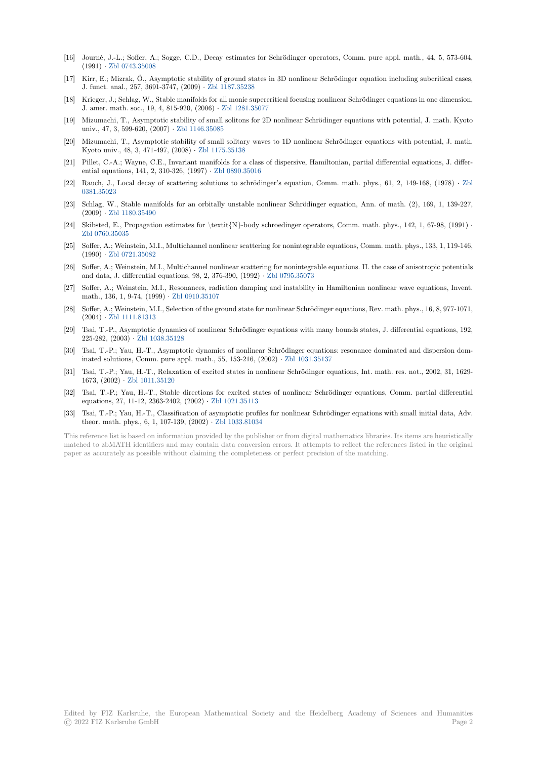[16] Journé, J.-L.; Soffer, A.; Sogge, C.D., Decay estimates for Schrödinger operators, Comm. pure appl. math., 44, 5, 573-604, (1991) · Zbl 0743.35008

[17] Kirr, E.; Mizrak, Ö., Asymptotic stability of ground states in 3D nonlinear Schrödinger equation including subcritical cases, J. funct. anal., 257, 3691-3747, (2009) · Zbl 1187.35238

[18] Krieger, J.; Schlag, W., Stable manifolds for all monic supercritical focusing nonlinear Schrödinger equations in one dimension, J. amer. math. soc., 19, 4, 815-920, (2006) · Zbl 1281.35077

[19] Mizumachi, T., Asymptotic stability of small solitons for 2D nonlinear Schrödinger equations with potential, J. math. Kyoto univ., 47, 3, 599-620, (2007) · Zbl 1146.35085

[20] Mizumachi, T., Asymptotic stability of small solitary waves to 1D nonlinear Schrödinger equations with potential, J. math. Kyoto univ., 48, 3, 471-497, (2008) · Zbl 1175.35138

[21] Pillet, C.-A.; Wayne, C.E., Invariant manifolds for a class of dispersive, Hamiltonian, partial differential equations, J. differential equations, 141, 2, 310-326, (1997) · Zbl 0890.35016

[22] Rauch, J., Local decay of scattering solutions to schrödinger's equation, Comm. math. phys., 61, 2, 149-168, (1978) · Zbl 0381.35023

[23] Schlag, W., Stable manifolds for an orbitally unstable nonlinear Schrödinger equation, Ann. of math. (2), 169, 1, 139-227, (2009) · Zbl 1180.35490

[24] Skibsted, E., Propagation estimates for \textit{N}-body schroedinger operators, Comm. math. phys., 142, 1, 67-98, (1991) · Zbl 0760.35035

[25] Soffer, A.; Weinstein, M.I., Multichannel nonlinear scattering for nonintegrable equations, Comm. math. phys., 133, 1, 119-146, (1990) · Zbl 0721.35082

[26] Soffer, A.; Weinstein, M.I., Multichannel nonlinear scattering for nonintegrable equations. II. the case of anisotropic potentials and data, J. differential equations, 98, 2, 376-390, (1992) · Zbl 0795.35073

[27] Soffer, A.; Weinstein, M.I., Resonances, radiation damping and instability in Hamiltonian nonlinear wave equations, Invent. math., 136, 1, 9-74, (1999) · Zbl 0910.35107

[28] Soffer, A.; Weinstein, M.I., Selection of the ground state for nonlinear Schrödinger equations, Rev. math. phys., 16, 8, 977-1071, (2004) · Zbl 1111.81313

[29] Tsai, T.-P., Asymptotic dynamics of nonlinear Schrödinger equations with many bounds states, J. differential equations, 192, 225-282, (2003) · Zbl 1038.35128

[30] Tsai, T.-P.; Yau, H.-T., Asymptotic dynamics of nonlinear Schrödinger equations: resonance dominated and dispersion dominated solutions, Comm. pure appl. math., 55, 153-216, (2002) · Zbl 1031.35137

[31] Tsai, T.-P.; Yau, H.-T., Relaxation of excited states in nonlinear Schrödinger equations, Int. math. res. not., 2002, 31, 1629-1673, (2002) · Zbl 1011.35120

[32] Tsai, T.-P.; Yau, H.-T., Stable directions for excited states of nonlinear Schrödinger equations, Comm. partial differential equations, 27, 11-12, 2363-2402, (2002) · Zbl 1021.35113

[33] Tsai, T.-P.; Yau, H.-T., Classification of asymptotic profiles for nonlinear Schrödinger equations with small initial data, Adv. theor. math. phys., 6, 1, 107-139, (2002) · Zbl 1033.81034

This reference list is based on information provided by the publisher or from digital mathematics libraries. Its items are heuristically matched to zbMATH identifiers and may contain data conversion errors. It attempts to reflect the references listed in the original paper as accurately as possible without claiming the completeness or perfect precision of the matching.